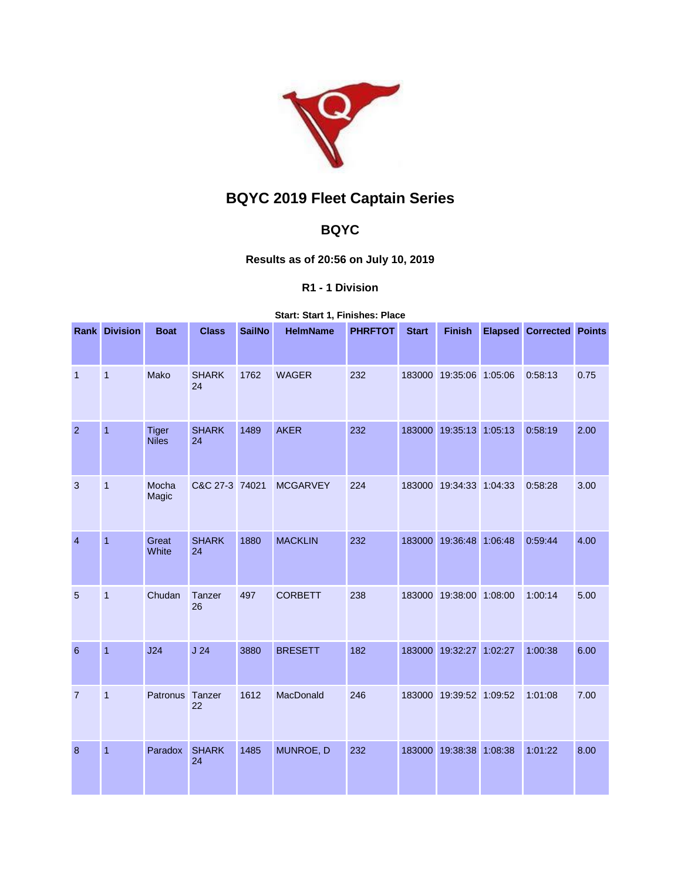# BQYC 2019 Fleet Captain Series

## BQYC

#### Results as of 20:56 on July 10, 2019

#### R1 - 1 Division

**Start: Start 1, Finishes: Place**

| Rank | Division | Boat | Class | SailNo | HelmName | PHRFTOT | Start | Finish | Elapsed | Corrected | Points |
|---|---|---|---|---|---|---|---|---|---|---|---|
| 1 | 1 | Mako | SHARK 24 | 1762 | WAGER | 232 | 183000 | 19:35:06 | 1:05:06 | 0:58:13 | 0.75 |
| 2 | 1 | Tiger Niles | SHARK 24 | 1489 | AKER | 232 | 183000 | 19:35:13 | 1:05:13 | 0:58:19 | 2.00 |
| 3 | 1 | Mocha Magic | C&C 27-3 | 74021 | MCGARVEY | 224 | 183000 | 19:34:33 | 1:04:33 | 0:58:28 | 3.00 |
| 4 | 1 | Great White | SHARK 24 | 1880 | MACKLIN | 232 | 183000 | 19:36:48 | 1:06:48 | 0:59:44 | 4.00 |
| 5 | 1 | Chudan | Tanzer 26 | 497 | CORBETT | 238 | 183000 | 19:38:00 | 1:08:00 | 1:00:14 | 5.00 |
| 6 | 1 | J24 | J 24 | 3880 | BRESETT | 182 | 183000 | 19:32:27 | 1:02:27 | 1:00:38 | 6.00 |
| 7 | 1 | Patronus | Tanzer 22 | 1612 | MacDonald | 246 | 183000 | 19:39:52 | 1:09:52 | 1:01:08 | 7.00 |
| 8 | 1 | Paradox | SHARK 24 | 1485 | MUNROE, D | 232 | 183000 | 19:38:38 | 1:08:38 | 1:01:22 | 8.00 |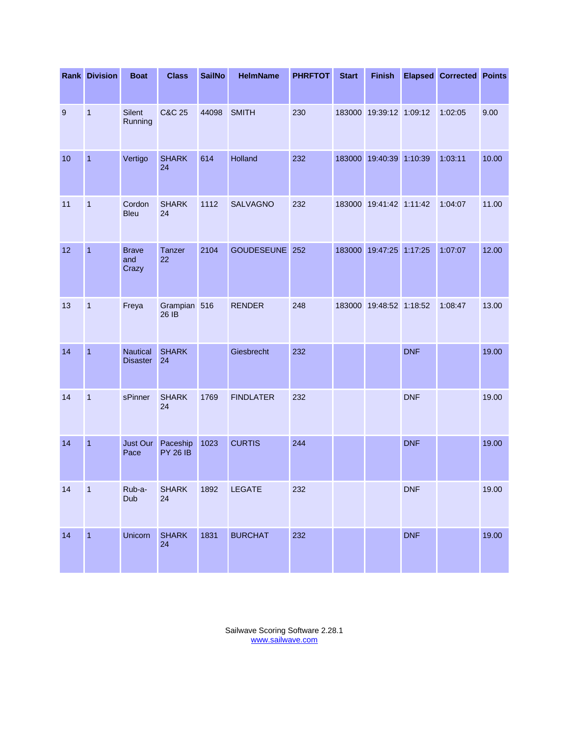| Rank | Division | Boat | Class | SailNo | HelmName | PHRFTOT | Start | Finish | Elapsed | Corrected | Points |
|---|---|---|---|---|---|---|---|---|---|---|---|
| 9 | 1 | Silent Running | C&C 25 | 44098 | SMITH | 230 | 183000 | 19:39:12 | 1:09:12 | 1:02:05 | 9.00 |
| 10 | 1 | Vertigo | SHARK 24 | 614 | Holland | 232 | 183000 | 19:40:39 | 1:10:39 | 1:03:11 | 10.00 |
| 11 | 1 | Cordon Bleu | SHARK 24 | 1112 | SALVAGNO | 232 | 183000 | 19:41:42 | 1:11:42 | 1:04:07 | 11.00 |
| 12 | 1 | Brave and Crazy | Tanzer 22 | 2104 | GOUDESEUNE | 252 | 183000 | 19:47:25 | 1:17:25 | 1:07:07 | 12.00 |
| 13 | 1 | Freya | Grampian 26 IB | 516 | RENDER | 248 | 183000 | 19:48:52 | 1:18:52 | 1:08:47 | 13.00 |
| 14 | 1 | Nautical Disaster | SHARK 24 | | Giesbrecht | 232 | | | DNF | | 19.00 |
| 14 | 1 | sPinner | SHARK 24 | 1769 | FINDLATER | 232 | | | DNF | | 19.00 |
| 14 | 1 | Just Our Pace | Paceship PY 26 IB | 1023 | CURTIS | 244 | | | DNF | | 19.00 |
| 14 | 1 | Rub-a-Dub | SHARK 24 | 1892 | LEGATE | 232 | | | DNF | | 19.00 |
| 14 | 1 | Unicorn | SHARK 24 | 1831 | BURCHAT | 232 | | | DNF | | 19.00 |

Sailwave Scoring Software 2.28.1
www.sailwave.com